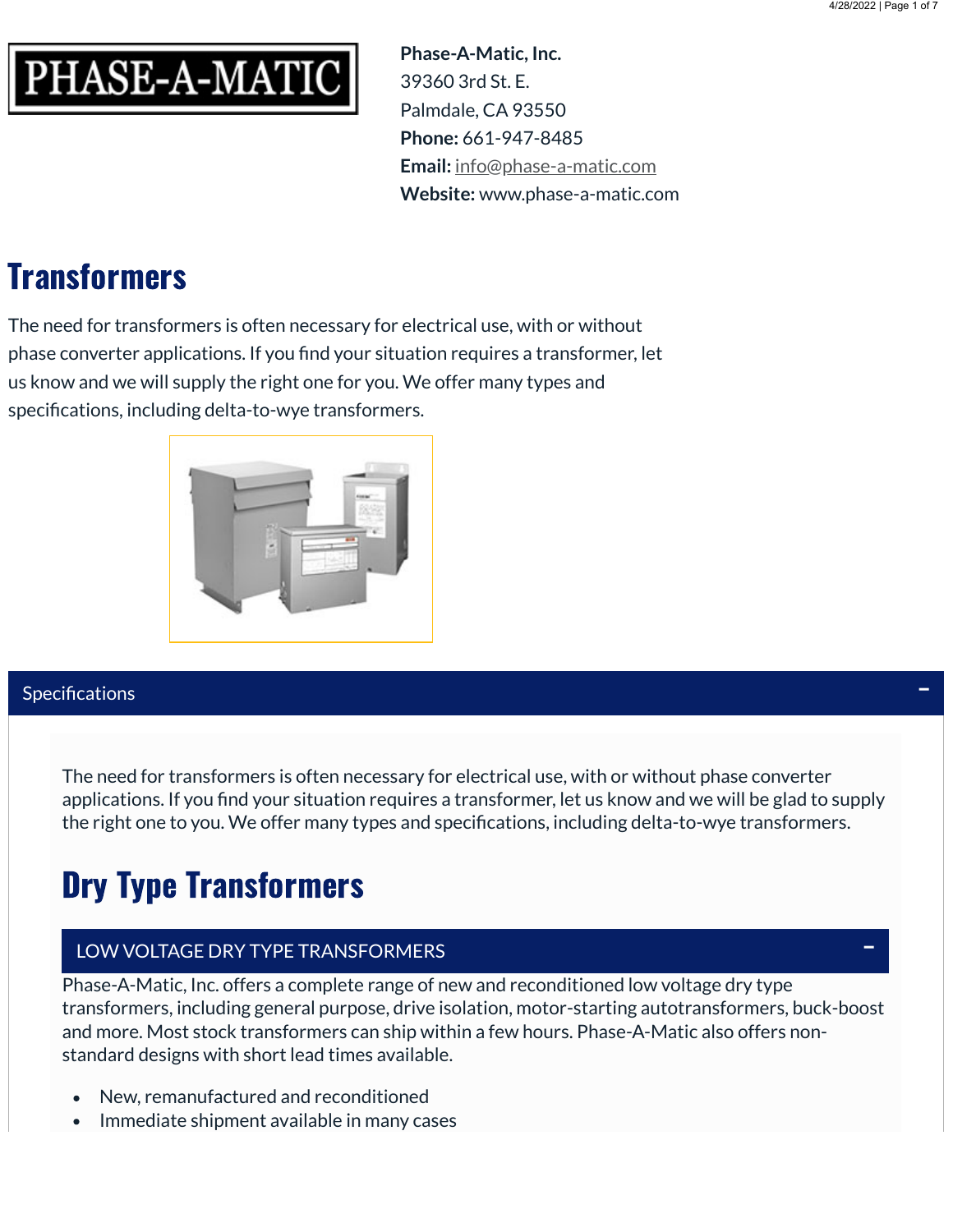PHASE-A-MATIC

**Phase-A-Matic, Inc.**
39360 3rd St. E.
Palmdale, CA 93550
**Phone:** 661-947-8485
**Email:** info@phase-a-matic.com
**Website:** www.phase-a-matic.com

# Transformers

The need for transformers is often necessary for electrical use, with or without phase converter applications. If you find your situation requires a transformer, let us know and we will supply the right one for you. We offer many types and specifications, including delta-to-wye transformers.

## Specifications

The need for transformers is often necessary for electrical use, with or without phase converter applications. If you find your situation requires a transformer, let us know and we will be glad to supply the right one to you. We offer many types and specifications, including delta-to-wye transformers.

# Dry Type Transformers

### LOW VOLTAGE DRY TYPE TRANSFORMERS

Phase-A-Matic, Inc. offers a complete range of new and reconditioned low voltage dry type transformers, including general purpose, drive isolation, motor-starting autotransformers, buck-boost and more. Most stock transformers can ship within a few hours. Phase-A-Matic also offers non-standard designs with short lead times available.

- New, remanufactured and reconditioned
- Immediate shipment available in many cases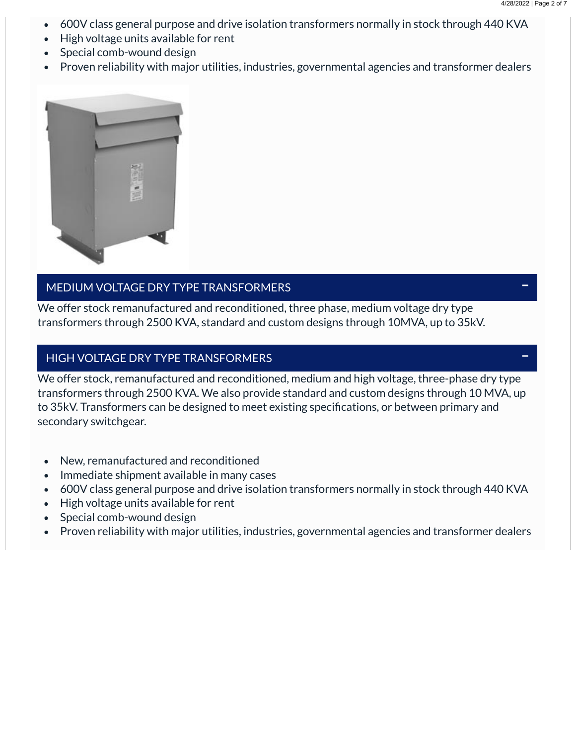- 600V class general purpose and drive isolation transformers normally in stock through 440 KVA
- High voltage units available for rent
- Special comb-wound design
- Proven reliability with major utilities, industries, governmental agencies and transformer dealers

## MEDIUM VOLTAGE DRY TYPE TRANSFORMERS

We offer stock remanufactured and reconditioned, three phase, medium voltage dry type transformers through 2500 KVA, standard and custom designs through 10MVA, up to 35kV.

## HIGH VOLTAGE DRY TYPE TRANSFORMERS

We offer stock, remanufactured and reconditioned, medium and high voltage, three-phase dry type transformers through 2500 KVA. We also provide standard and custom designs through 10 MVA, up to 35kV. Transformers can be designed to meet existing specifications, or between primary and secondary switchgear.

- New, remanufactured and reconditioned
- Immediate shipment available in many cases
- 600V class general purpose and drive isolation transformers normally in stock through 440 KVA
- High voltage units available for rent
- Special comb-wound design
- Proven reliability with major utilities, industries, governmental agencies and transformer dealers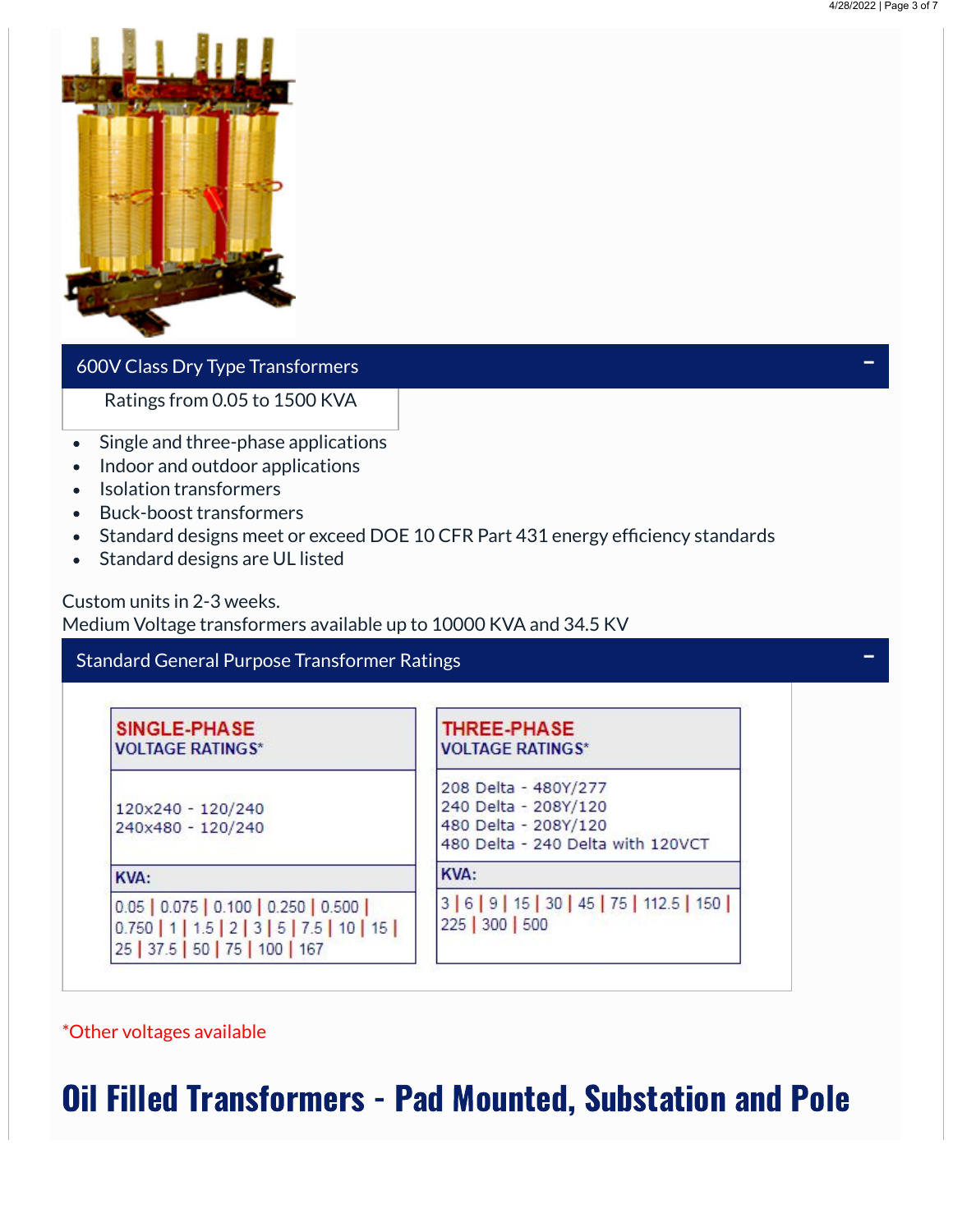## 600V Class Dry Type Transformers

Ratings from 0.05 to 1500 KVA

- Single and three-phase applications
- Indoor and outdoor applications
- Isolation transformers
- Buck-boost transformers
- Standard designs meet or exceed DOE 10 CFR Part 431 energy efficiency standards
- Standard designs are UL listed

Custom units in 2-3 weeks.
Medium Voltage transformers available up to 10000 KVA and 34.5 KV

## Standard General Purpose Transformer Ratings

| SINGLE-PHASE VOLTAGE RATINGS* |
| --- |
| 120x240 - 120/240<br>240x480 - 120/240 |
| **KVA:** |
| 0.05 \| 0.075 \| 0.100 \| 0.250 \| 0.500 \| 0.750 \| 1 \| 1.5 \| 2 \| 3 \| 5 \| 7.5 \| 10 \| 15 \| 25 \| 37.5 \| 50 \| 75 \| 100 \| 167 |

| THREE-PHASE VOLTAGE RATINGS* |
| --- |
| 208 Delta - 480Y/277<br>240 Delta - 208Y/120<br>480 Delta - 208Y/120<br>480 Delta - 240 Delta with 120VCT |
| **KVA:** |
| 3 \| 6 \| 9 \| 15 \| 30 \| 45 \| 75 \| 112.5 \| 150 \| 225 \| 300 \| 500 |

*Other voltages available

# Oil Filled Transformers - Pad Mounted, Substation and Pole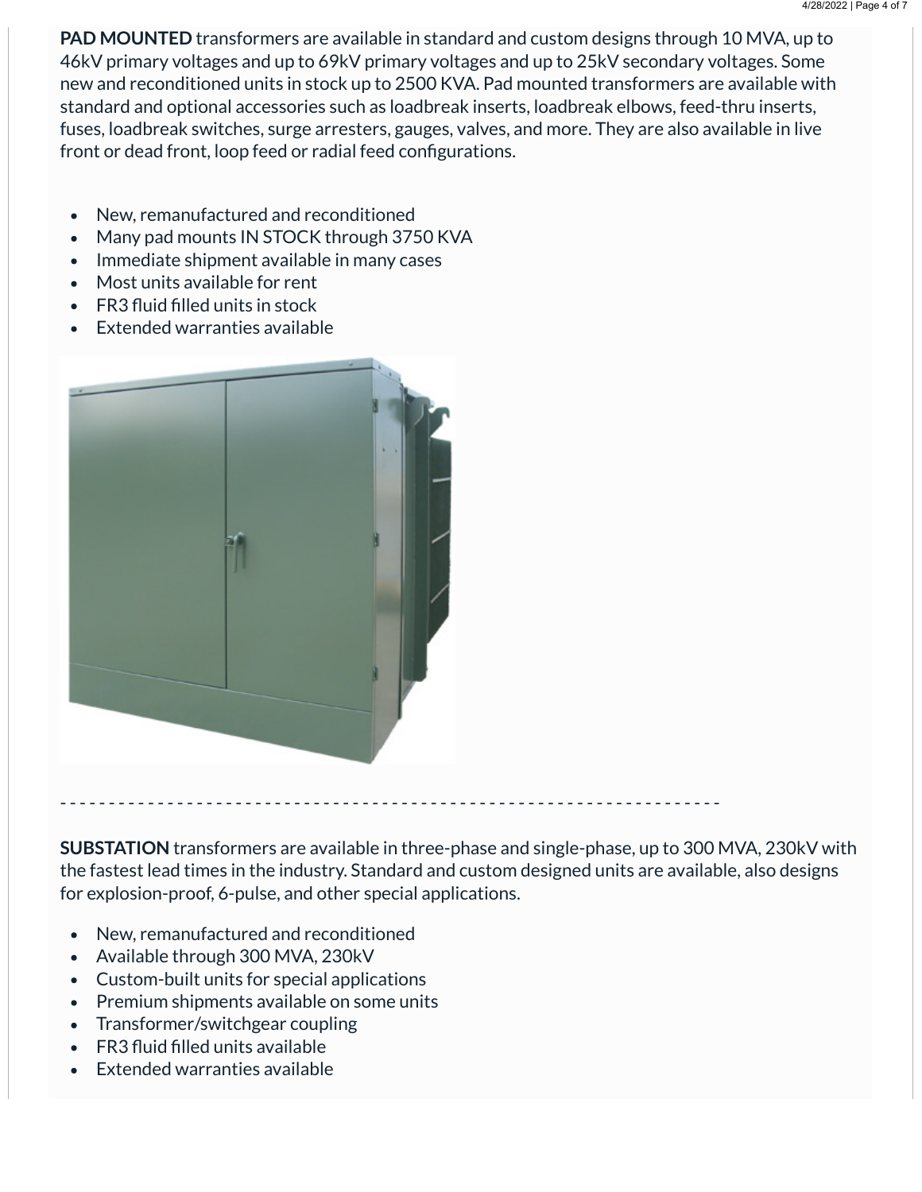**PAD MOUNTED** transformers are available in standard and custom designs through 10 MVA, up to 46kV primary voltages and up to 69kV primary voltages and up to 25kV secondary voltages. Some new and reconditioned units in stock up to 2500 KVA. Pad mounted transformers are available with standard and optional accessories such as loadbreak inserts, loadbreak elbows, feed-thru inserts, fuses, loadbreak switches, surge arresters, gauges, valves, and more. They are also available in live front or dead front, loop feed or radial feed configurations.

- New, remanufactured and reconditioned
- Many pad mounts IN STOCK through 3750 KVA
- Immediate shipment available in many cases
- Most units available for rent
- FR3 fluid filled units in stock
- Extended warranties available

- - - - - - - - - - - - - - - - - - - - - - - - - - - - - - - - - - - - - - - - - - - - - - - - - - - - - - - - - - - - - - - - - - - -

**SUBSTATION** transformers are available in three-phase and single-phase, up to 300 MVA, 230kV with the fastest lead times in the industry. Standard and custom designed units are available, also designs for explosion-proof, 6-pulse, and other special applications.

- New, remanufactured and reconditioned
- Available through 300 MVA, 230kV
- Custom-built units for special applications
- Premium shipments available on some units
- Transformer/switchgear coupling
- FR3 fluid filled units available
- Extended warranties available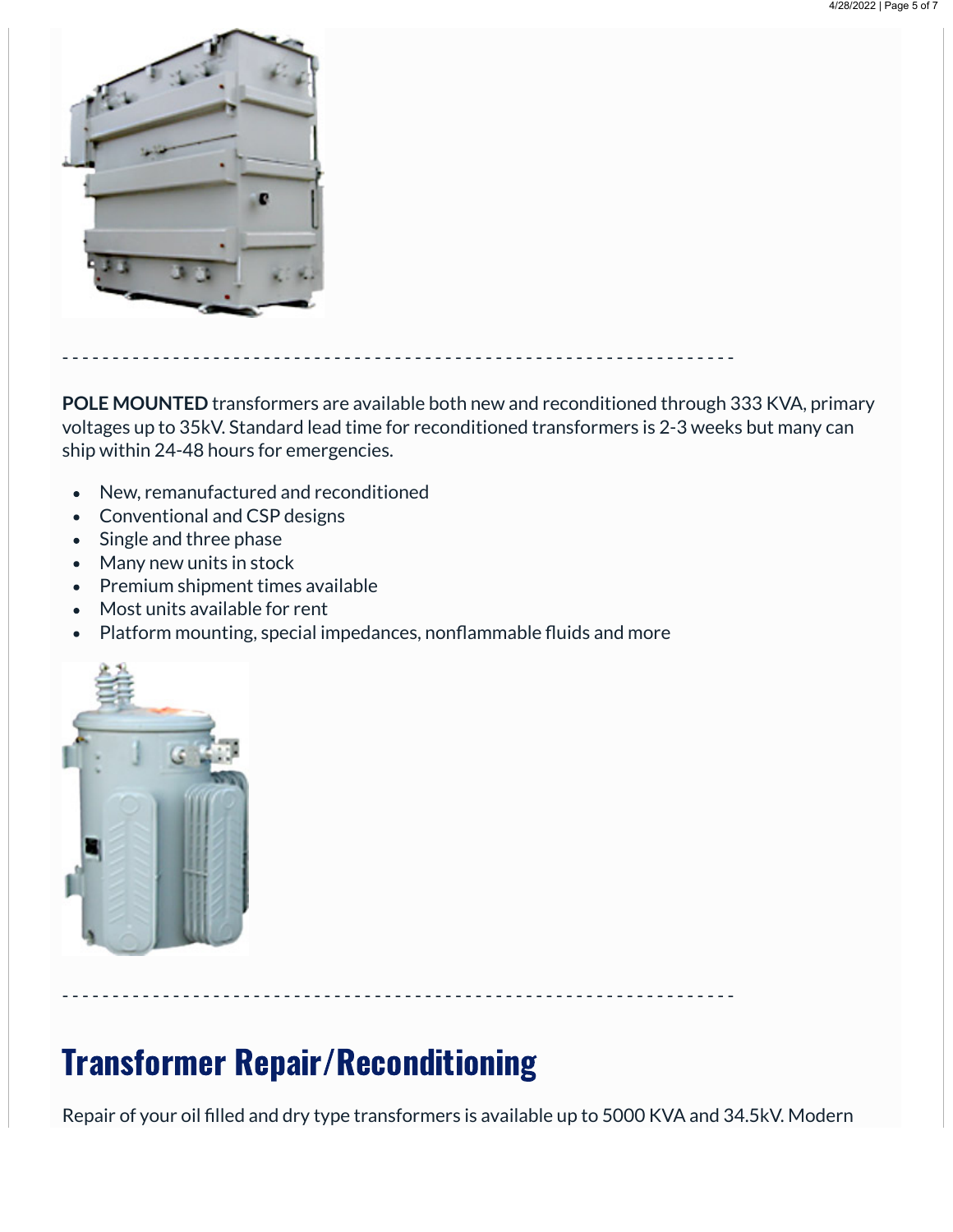- - - - - - - - - - - - - - - - - - - - - - - - - - - - - - - - - - - - - - - - - - - - - - - - - - - - - - - - - - - - - - - - - - -

**POLE MOUNTED** transformers are available both new and reconditioned through 333 KVA, primary voltages up to 35kV. Standard lead time for reconditioned transformers is 2-3 weeks but many can ship within 24-48 hours for emergencies.

- New, remanufactured and reconditioned
- Conventional and CSP designs
- Single and three phase
- Many new units in stock
- Premium shipment times available
- Most units available for rent
- Platform mounting, special impedances, nonflammable fluids and more

- - - - - - - - - - - - - - - - - - - - - - - - - - - - - - - - - - - - - - - - - - - - - - - - - - - - - - - - - - - - - - - - - - -

# Transformer Repair/Reconditioning

Repair of your oil filled and dry type transformers is available up to 5000 KVA and 34.5kV. Modern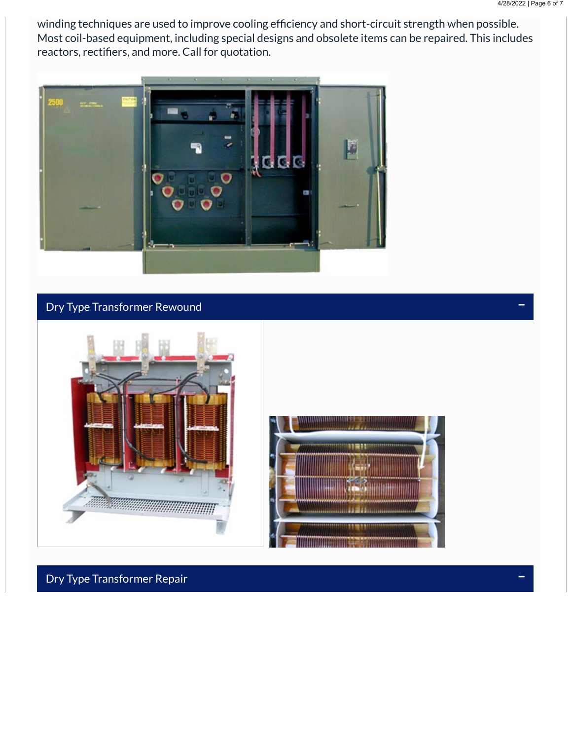winding techniques are used to improve cooling efficiency and short-circuit strength when possible. Most coil-based equipment, including special designs and obsolete items can be repaired. This includes reactors, rectifiers, and more. Call for quotation.

## Dry Type Transformer Rewound

## Dry Type Transformer Repair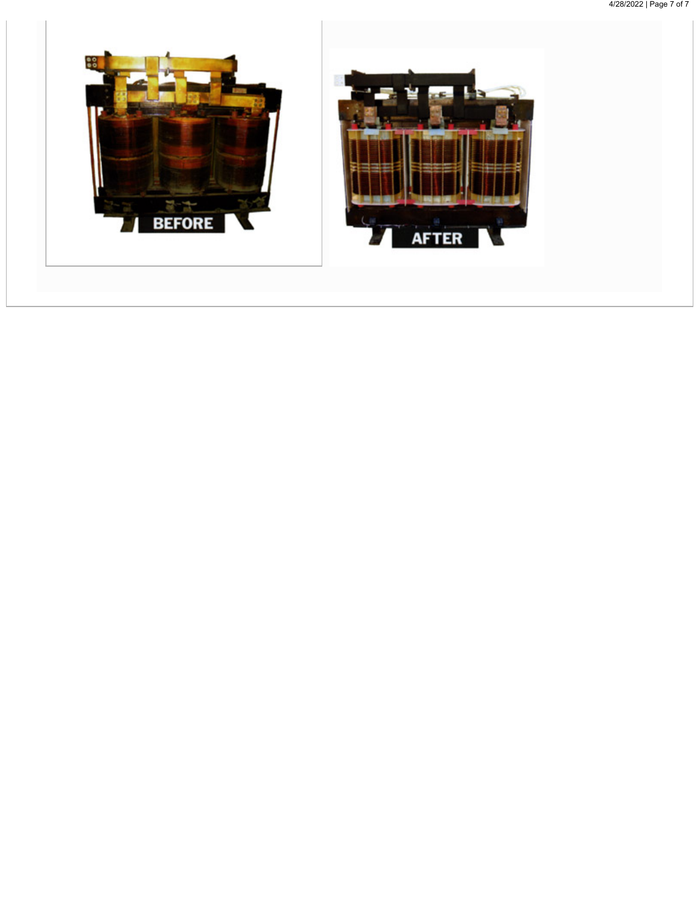BEFORE

AFTER